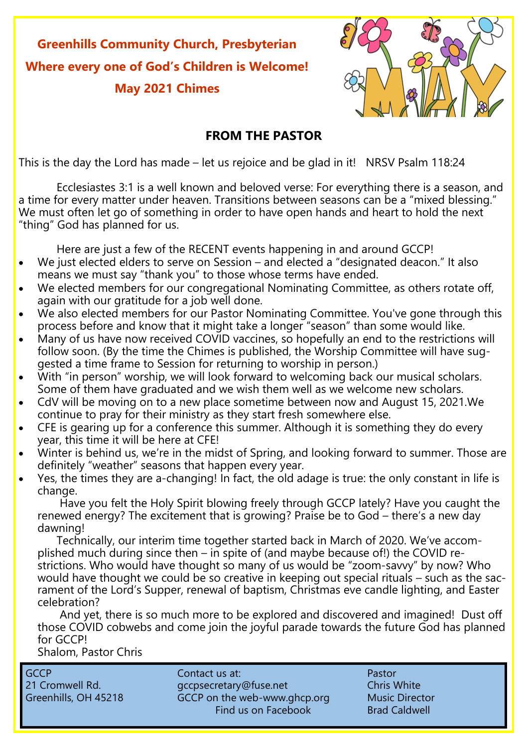**Greenhills Community Church, Presbyterian**

**Where every one of God's Children is Welcome!**

**May 2021 Chimes**

## FROM THE PASTOR

This is the day the Lord has made – let us rejoice and be glad in it!   NRSV Psalm 118:24

Ecclesiastes 3:1 is a well known and beloved verse: For everything there is a season, and a time for every matter under heaven. Transitions between seasons can be a "mixed blessing." We must often let go of something in order to have open hands and heart to hold the next "thing" God has planned for us.

Here are just a few of the RECENT events happening in and around GCCP!

- We just elected elders to serve on Session – and elected a "designated deacon." It also means we must say "thank you" to those whose terms have ended.
- We elected members for our congregational Nominating Committee, as others rotate off, again with our gratitude for a job well done.
- We also elected members for our Pastor Nominating Committee. You've gone through this process before and know that it might take a longer "season" than some would like.
- Many of us have now received COVID vaccines, so hopefully an end to the restrictions will follow soon. (By the time the Chimes is published, the Worship Committee will have suggested a time frame to Session for returning to worship in person.)
- With "in person" worship, we will look forward to welcoming back our musical scholars. Some of them have graduated and we wish them well as we welcome new scholars.
- CdV will be moving on to a new place sometime between now and August 15, 2021.We continue to pray for their ministry as they start fresh somewhere else.
- CFE is gearing up for a conference this summer. Although it is something they do every year, this time it will be here at CFE!
- Winter is behind us, we're in the midst of Spring, and looking forward to summer. Those are definitely "weather" seasons that happen every year.
- Yes, the times they are a-changing! In fact, the old adage is true: the only constant in life is change.

Have you felt the Holy Spirit blowing freely through GCCP lately? Have you caught the renewed energy? The excitement that is growing? Praise be to God – there's a new day dawning!

Technically, our interim time together started back in March of 2020. We've accomplished much during since then – in spite of (and maybe because of!) the COVID restrictions. Who would have thought so many of us would be "zoom-savvy" by now? Who would have thought we could be so creative in keeping out special rituals – such as the sacrament of the Lord's Supper, renewal of baptism, Christmas eve candle lighting, and Easter celebration?

And yet, there is so much more to be explored and discovered and imagined! Dust off those COVID cobwebs and come join the joyful parade towards the future God has planned for GCCP!

Shalom, Pastor Chris

GCCP
21 Cromwell Rd.
Greenhills, OH 45218

Contact us at:
gccpsecretary@fuse.net
GCCP on the web-www.ghcp.org
Find us on Facebook

Pastor
Chris White
Music Director
Brad Caldwell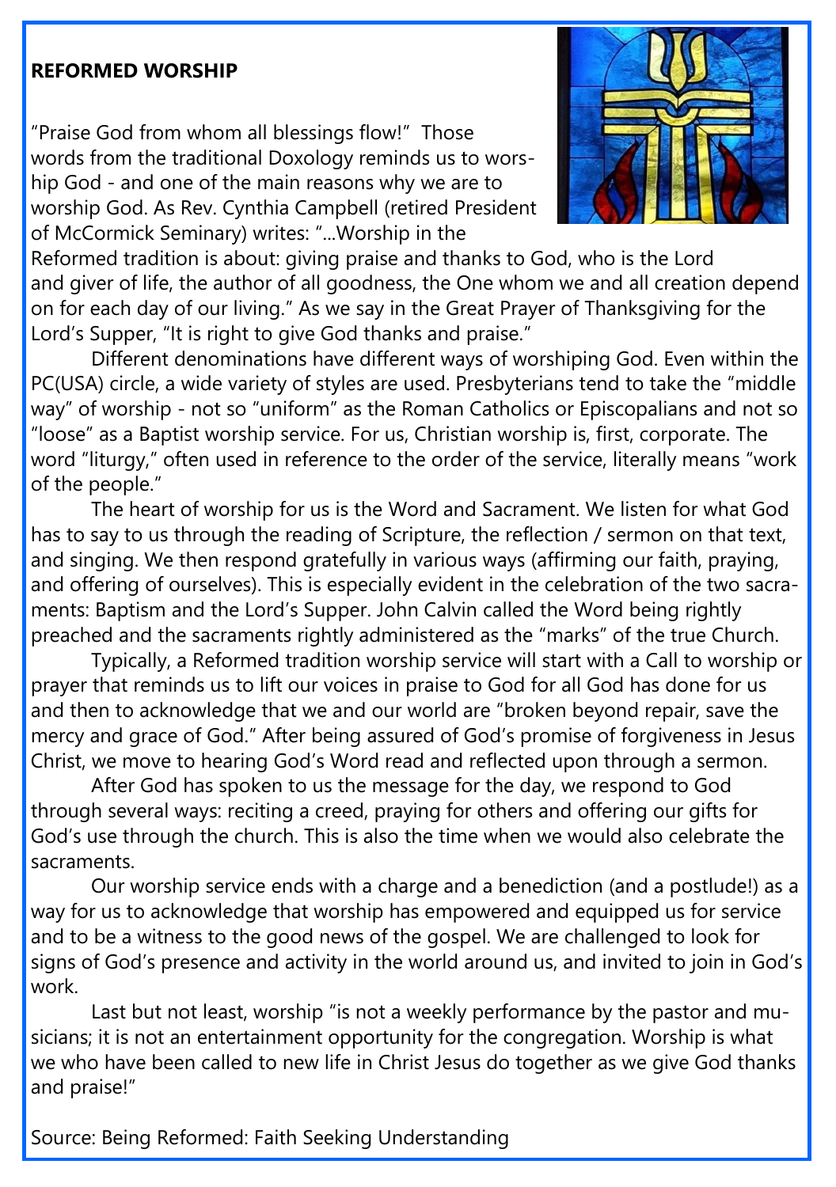**REFORMED WORSHIP**

"Praise God from whom all blessings flow!" Those words from the traditional Doxology reminds us to worship God - and one of the main reasons why we are to worship God. As Rev. Cynthia Campbell (retired President of McCormick Seminary) writes: "...Worship in the Reformed tradition is about: giving praise and thanks to God, who is the Lord and giver of life, the author of all goodness, the One whom we and all creation depend on for each day of our living." As we say in the Great Prayer of Thanksgiving for the Lord's Supper, "It is right to give God thanks and praise."

Different denominations have different ways of worshiping God. Even within the PC(USA) circle, a wide variety of styles are used. Presbyterians tend to take the "middle way" of worship - not so "uniform" as the Roman Catholics or Episcopalians and not so "loose" as a Baptist worship service. For us, Christian worship is, first, corporate. The word "liturgy," often used in reference to the order of the service, literally means "work of the people."

The heart of worship for us is the Word and Sacrament. We listen for what God has to say to us through the reading of Scripture, the reflection / sermon on that text, and singing. We then respond gratefully in various ways (affirming our faith, praying, and offering of ourselves). This is especially evident in the celebration of the two sacraments: Baptism and the Lord's Supper. John Calvin called the Word being rightly preached and the sacraments rightly administered as the "marks" of the true Church.

Typically, a Reformed tradition worship service will start with a Call to worship or prayer that reminds us to lift our voices in praise to God for all God has done for us and then to acknowledge that we and our world are "broken beyond repair, save the mercy and grace of God." After being assured of God's promise of forgiveness in Jesus Christ, we move to hearing God's Word read and reflected upon through a sermon.

After God has spoken to us the message for the day, we respond to God through several ways: reciting a creed, praying for others and offering our gifts for God's use through the church. This is also the time when we would also celebrate the sacraments.

Our worship service ends with a charge and a benediction (and a postlude!) as a way for us to acknowledge that worship has empowered and equipped us for service and to be a witness to the good news of the gospel. We are challenged to look for signs of God's presence and activity in the world around us, and invited to join in God's work.

Last but not least, worship "is not a weekly performance by the pastor and musicians; it is not an entertainment opportunity for the congregation. Worship is what we who have been called to new life in Christ Jesus do together as we give God thanks and praise!"

Source: Being Reformed: Faith Seeking Understanding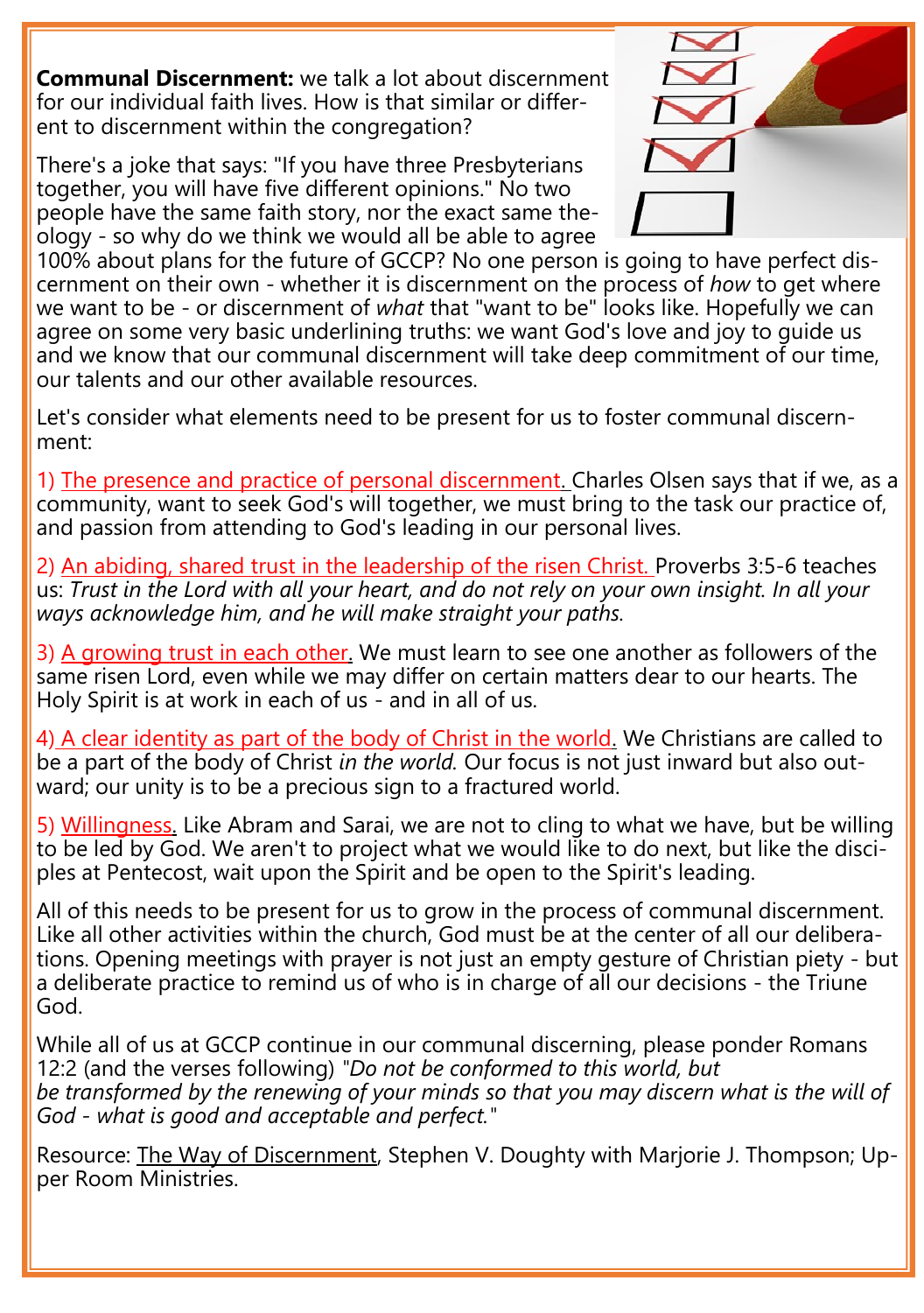**Communal Discernment:** we talk a lot about discernment for our individual faith lives. How is that similar or different to discernment within the congregation?

There's a joke that says: "If you have three Presbyterians together, you will have five different opinions." No two people have the same faith story, nor the exact same theology - so why do we think we would all be able to agree 100% about plans for the future of GCCP? No one person is going to have perfect discernment on their own - whether it is discernment on the process of *how* to get where we want to be - or discernment of *what* that "want to be" looks like. Hopefully we can agree on some very basic underlining truths: we want God's love and joy to guide us and we know that our communal discernment will take deep commitment of our time, our talents and our other available resources.

Let's consider what elements need to be present for us to foster communal discernment:

1) The presence and practice of personal discernment. Charles Olsen says that if we, as a community, want to seek God's will together, we must bring to the task our practice of, and passion from attending to God's leading in our personal lives.

2) An abiding, shared trust in the leadership of the risen Christ. Proverbs 3:5-6 teaches us: *Trust in the Lord with all your heart, and do not rely on your own insight. In all your ways acknowledge him, and he will make straight your paths.*

3) A growing trust in each other. We must learn to see one another as followers of the same risen Lord, even while we may differ on certain matters dear to our hearts. The Holy Spirit is at work in each of us - and in all of us.

4) A clear identity as part of the body of Christ in the world. We Christians are called to be a part of the body of Christ *in the world.* Our focus is not just inward but also outward; our unity is to be a precious sign to a fractured world.

5) Willingness. Like Abram and Sarai, we are not to cling to what we have, but be willing to be led by God. We aren't to project what we would like to do next, but like the disciples at Pentecost, wait upon the Spirit and be open to the Spirit's leading.

All of this needs to be present for us to grow in the process of communal discernment. Like all other activities within the church, God must be at the center of all our deliberations. Opening meetings with prayer is not just an empty gesture of Christian piety - but a deliberate practice to remind us of who is in charge of all our decisions - the Triune God.

While all of us at GCCP continue in our communal discerning, please ponder Romans 12:2 (and the verses following) "*Do not be conformed to this world, but be transformed by the renewing of your minds so that you may discern what is the will of God - what is good and acceptable and perfect.*"

Resource: The Way of Discernment, Stephen V. Doughty with Marjorie J. Thompson; Upper Room Ministries.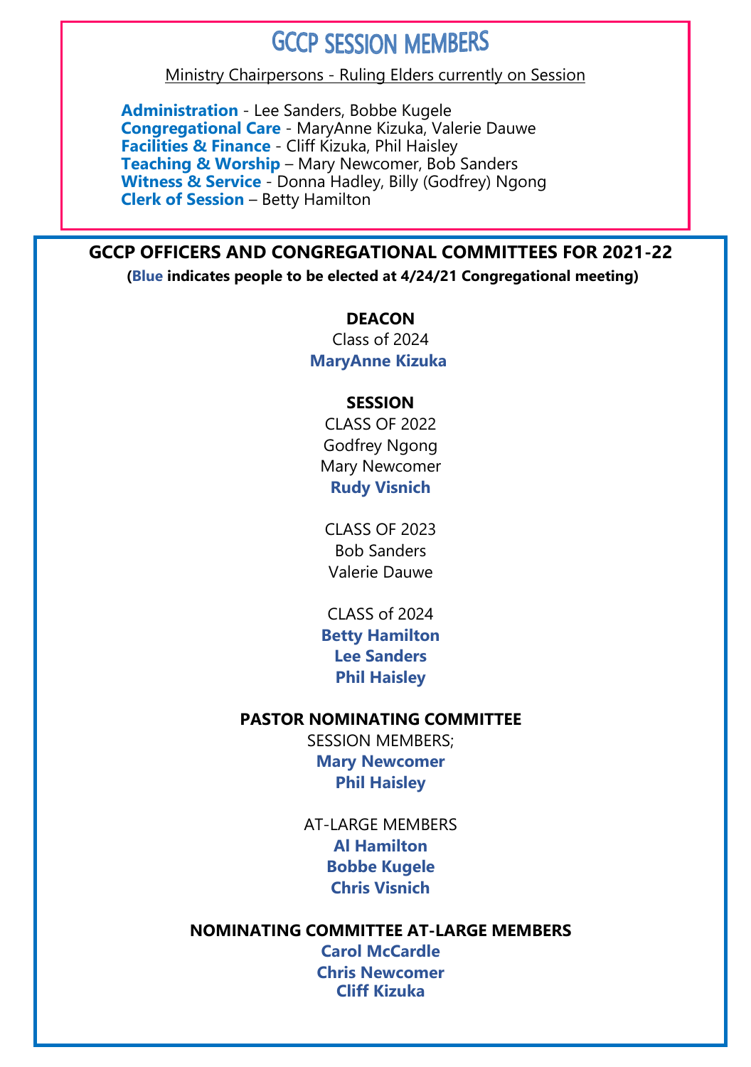# GCCP SESSION MEMBERS

Ministry Chairpersons - Ruling Elders currently on Session

**Administration** - Lee Sanders, Bobbe Kugele
**Congregational Care** - MaryAnne Kizuka, Valerie Dauwe
**Facilities & Finance** - Cliff Kizuka, Phil Haisley
**Teaching & Worship** – Mary Newcomer, Bob Sanders
**Witness & Service** - Donna Hadley, Billy (Godfrey) Ngong
**Clerk of Session** – Betty Hamilton

## GCCP OFFICERS AND CONGREGATIONAL COMMITTEES FOR 2021-22

**(Blue indicates people to be elected at 4/24/21 Congregational meeting)**

**DEACON**

Class of 2024

**MaryAnne Kizuka**

**SESSION**

CLASS OF 2022

Godfrey Ngong

Mary Newcomer

**Rudy Visnich**

CLASS OF 2023

Bob Sanders

Valerie Dauwe

CLASS of 2024

**Betty Hamilton**

**Lee Sanders**

**Phil Haisley**

**PASTOR NOMINATING COMMITTEE**

SESSION MEMBERS;

**Mary Newcomer**

**Phil Haisley**

AT-LARGE MEMBERS

**Al Hamilton**

**Bobbe Kugele**

**Chris Visnich**

**NOMINATING COMMITTEE AT-LARGE MEMBERS**

**Carol McCardle**

**Chris Newcomer**

**Cliff Kizuka**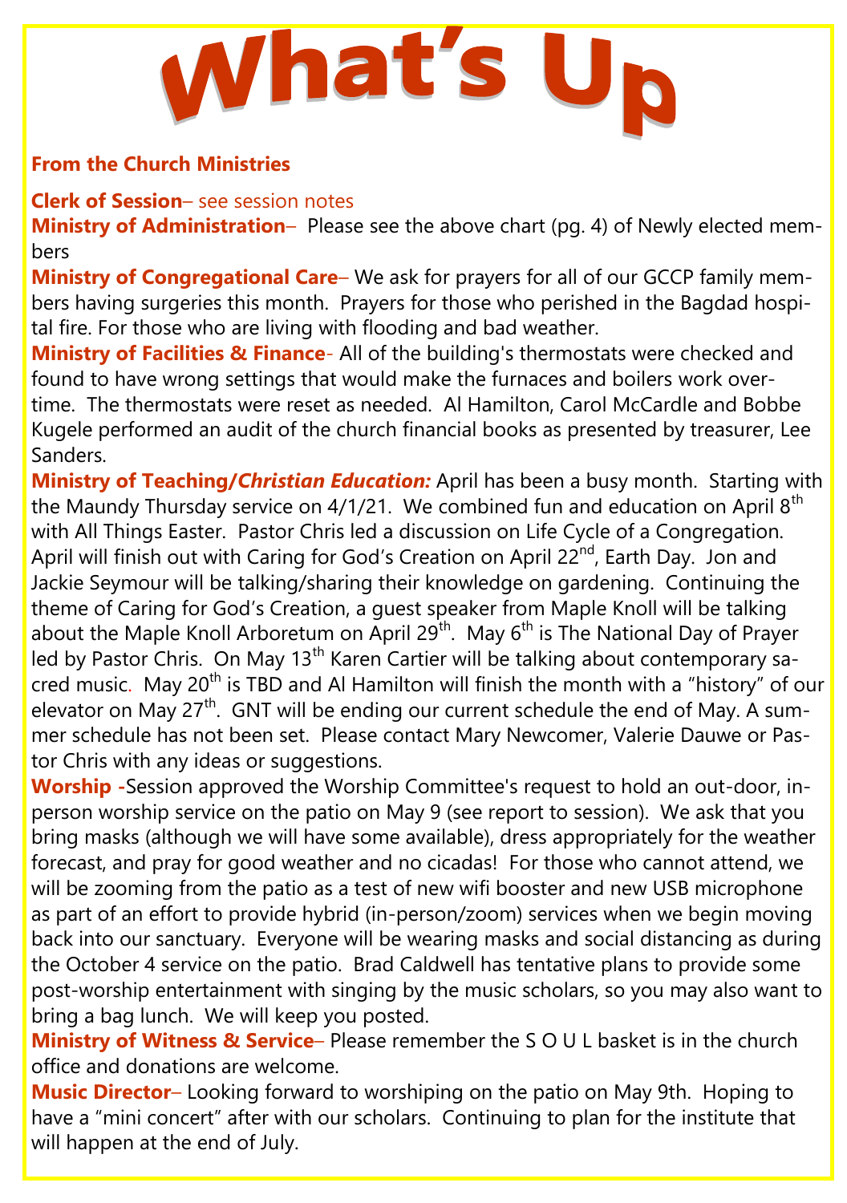# What's Up

**From the Church Ministries**

**Clerk of Session**– see session notes

**Ministry of Administration**– Please see the above chart (pg. 4) of Newly elected members

**Ministry of Congregational Care**– We ask for prayers for all of our GCCP family members having surgeries this month. Prayers for those who perished in the Bagdad hospital fire. For those who are living with flooding and bad weather.

**Ministry of Facilities & Finance**- All of the building's thermostats were checked and found to have wrong settings that would make the furnaces and boilers work overtime. The thermostats were reset as needed. Al Hamilton, Carol McCardle and Bobbe Kugele performed an audit of the church financial books as presented by treasurer, Lee Sanders.

**Ministry of Teaching/*Christian Education:*** April has been a busy month. Starting with the Maundy Thursday service on 4/1/21. We combined fun and education on April 8th with All Things Easter. Pastor Chris led a discussion on Life Cycle of a Congregation. April will finish out with Caring for God's Creation on April 22nd, Earth Day. Jon and Jackie Seymour will be talking/sharing their knowledge on gardening. Continuing the theme of Caring for God's Creation, a guest speaker from Maple Knoll will be talking about the Maple Knoll Arboretum on April 29th. May 6th is The National Day of Prayer led by Pastor Chris. On May 13th Karen Cartier will be talking about contemporary sacred music. May 20th is TBD and Al Hamilton will finish the month with a "history" of our elevator on May 27th. GNT will be ending our current schedule the end of May. A summer schedule has not been set. Please contact Mary Newcomer, Valerie Dauwe or Pastor Chris with any ideas or suggestions.

**Worship** -Session approved the Worship Committee's request to hold an out-door, in-person worship service on the patio on May 9 (see report to session). We ask that you bring masks (although we will have some available), dress appropriately for the weather forecast, and pray for good weather and no cicadas! For those who cannot attend, we will be zooming from the patio as a test of new wifi booster and new USB microphone as part of an effort to provide hybrid (in-person/zoom) services when we begin moving back into our sanctuary. Everyone will be wearing masks and social distancing as during the October 4 service on the patio. Brad Caldwell has tentative plans to provide some post-worship entertainment with singing by the music scholars, so you may also want to bring a bag lunch. We will keep you posted.

**Ministry of Witness & Service**– Please remember the S O U L basket is in the church office and donations are welcome.

**Music Director**– Looking forward to worshiping on the patio on May 9th. Hoping to have a "mini concert" after with our scholars. Continuing to plan for the institute that will happen at the end of July.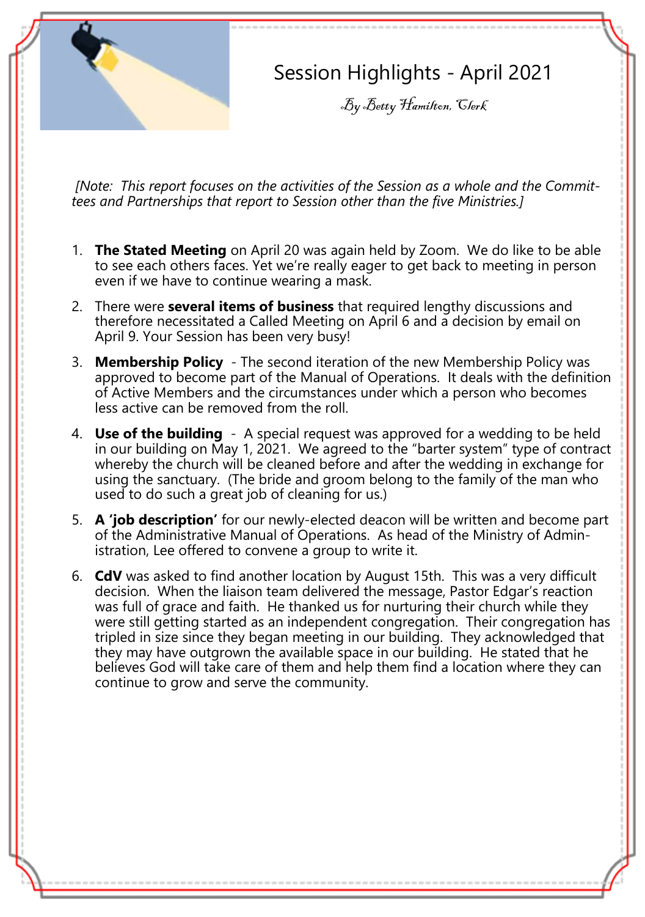# Session Highlights - April 2021

*By Betty Hamilton, Clerk*

*[Note: This report focuses on the activities of the Session as a whole and the Committees and Partnerships that report to Session other than the five Ministries.]*

1. **The Stated Meeting** on April 20 was again held by Zoom. We do like to be able to see each others faces. Yet we're really eager to get back to meeting in person even if we have to continue wearing a mask.
2. There were **several items of business** that required lengthy discussions and therefore necessitated a Called Meeting on April 6 and a decision by email on April 9. Your Session has been very busy!
3. **Membership Policy** - The second iteration of the new Membership Policy was approved to become part of the Manual of Operations. It deals with the definition of Active Members and the circumstances under which a person who becomes less active can be removed from the roll.
4. **Use of the building** - A special request was approved for a wedding to be held in our building on May 1, 2021. We agreed to the "barter system" type of contract whereby the church will be cleaned before and after the wedding in exchange for using the sanctuary. (The bride and groom belong to the family of the man who used to do such a great job of cleaning for us.)
5. **A 'job description'** for our newly-elected deacon will be written and become part of the Administrative Manual of Operations. As head of the Ministry of Administration, Lee offered to convene a group to write it.
6. **CdV** was asked to find another location by August 15th. This was a very difficult decision. When the liaison team delivered the message, Pastor Edgar's reaction was full of grace and faith. He thanked us for nurturing their church while they were still getting started as an independent congregation. Their congregation has tripled in size since they began meeting in our building. They acknowledged that they may have outgrown the available space in our building. He stated that he believes God will take care of them and help them find a location where they can continue to grow and serve the community.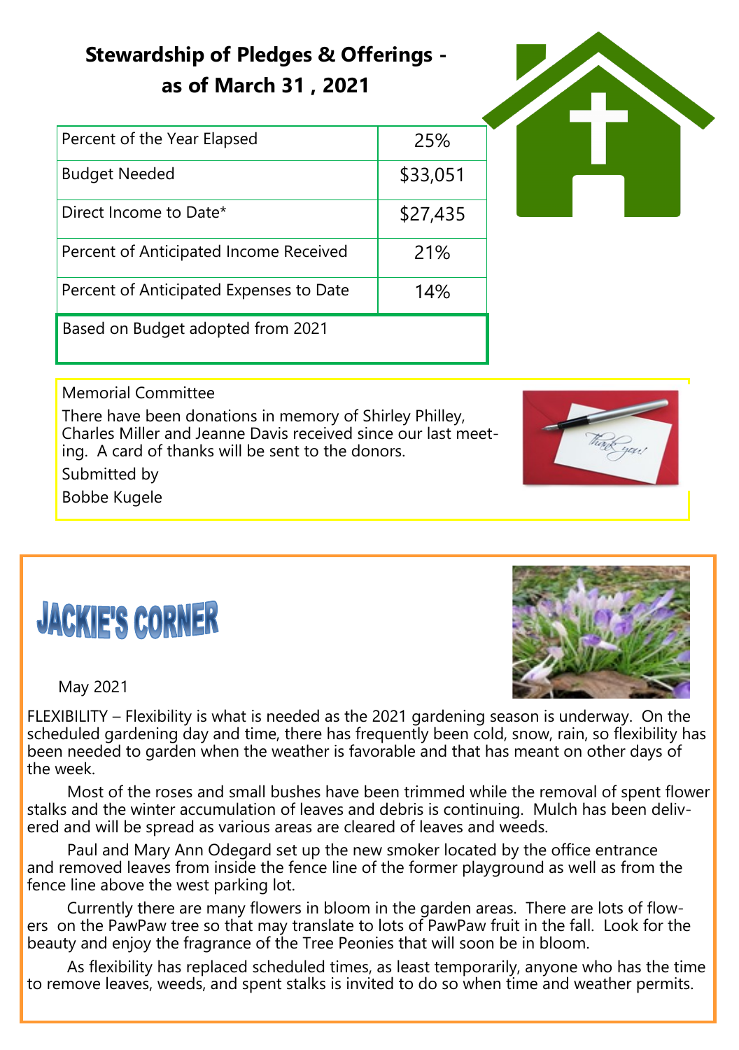## Stewardship of Pledges & Offerings - as of March 31 , 2021

| | |
|---|---|
| Percent of the Year Elapsed | 25% |
| Budget Needed | $33,051 |
| Direct Income to Date* | $27,435 |
| Percent of Anticipated Income Received | 21% |
| Percent of Anticipated Expenses to Date | 14% |

Based on Budget adopted from 2021

Memorial Committee

There have been donations in memory of Shirley Philley, Charles Miller and Jeanne Davis received since our last meeting. A card of thanks will be sent to the donors.

Submitted by

Bobbe Kugele

## JACKIE'S CORNER

May 2021

FLEXIBILITY – Flexibility is what is needed as the 2021 gardening season is underway. On the scheduled gardening day and time, there has frequently been cold, snow, rain, so flexibility has been needed to garden when the weather is favorable and that has meant on other days of the week.

Most of the roses and small bushes have been trimmed while the removal of spent flower stalks and the winter accumulation of leaves and debris is continuing. Mulch has been delivered and will be spread as various areas are cleared of leaves and weeds.

Paul and Mary Ann Odegard set up the new smoker located by the office entrance and removed leaves from inside the fence line of the former playground as well as from the fence line above the west parking lot.

Currently there are many flowers in bloom in the garden areas. There are lots of flowers on the PawPaw tree so that may translate to lots of PawPaw fruit in the fall. Look for the beauty and enjoy the fragrance of the Tree Peonies that will soon be in bloom.

As flexibility has replaced scheduled times, as least temporarily, anyone who has the time to remove leaves, weeds, and spent stalks is invited to do so when time and weather permits.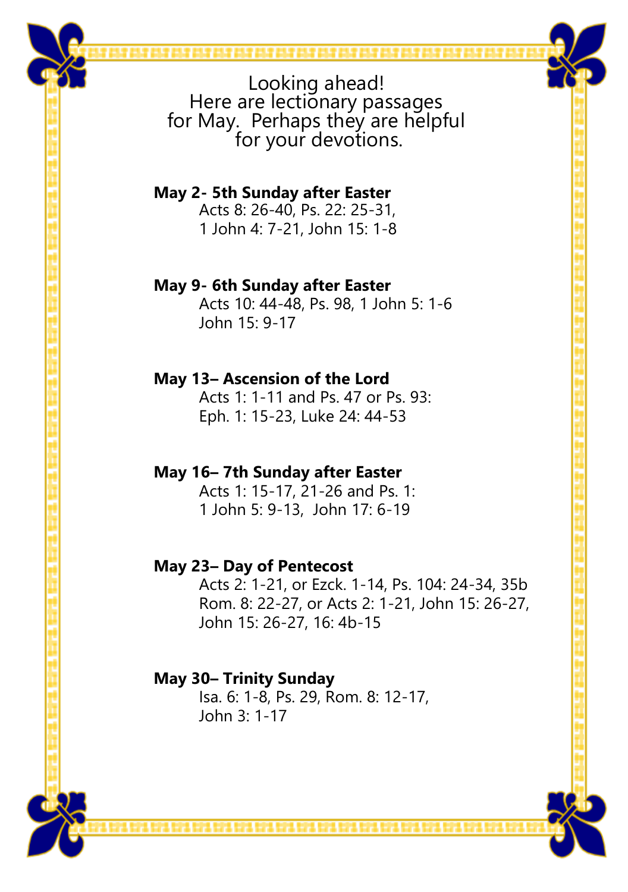Looking ahead!
Here are lectionary passages for May. Perhaps they are helpful for your devotions.

**May 2- 5th Sunday after Easter**
Acts 8: 26-40, Ps. 22: 25-31,
1 John 4: 7-21, John 15: 1-8

**May 9- 6th Sunday after Easter**
Acts 10: 44-48, Ps. 98, 1 John 5: 1-6
John 15: 9-17

**May 13– Ascension of the Lord**
Acts 1: 1-11 and Ps. 47 or Ps. 93:
Eph. 1: 15-23, Luke 24: 44-53

**May 16– 7th Sunday after Easter**
Acts 1: 15-17, 21-26 and Ps. 1:
1 John 5: 9-13, John 17: 6-19

**May 23– Day of Pentecost**
Acts 2: 1-21, or Ezck. 1-14, Ps. 104: 24-34, 35b
Rom. 8: 22-27, or Acts 2: 1-21, John 15: 26-27,
John 15: 26-27, 16: 4b-15

**May 30– Trinity Sunday**
Isa. 6: 1-8, Ps. 29, Rom. 8: 12-17,
John 3: 1-17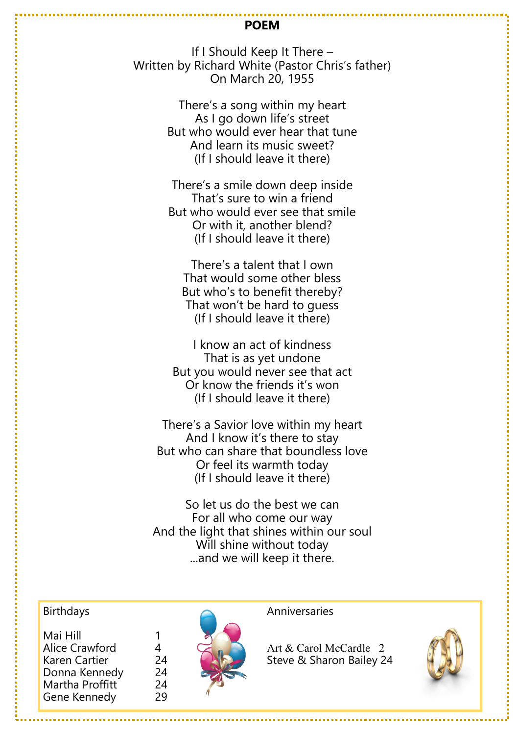## POEM

If I Should Keep It There –
Written by Richard White (Pastor Chris's father)
On March 20, 1955

There's a song within my heart
As I go down life's street
But who would ever hear that tune
And learn its music sweet?
(If I should leave it there)

There's a smile down deep inside
That's sure to win a friend
But who would ever see that smile
Or with it, another blend?
(If I should leave it there)

There's a talent that I own
That would some other bless
But who's to benefit thereby?
That won't be hard to guess
(If I should leave it there)

I know an act of kindness
That is as yet undone
But you would never see that act
Or know the friends it's won
(If I should leave it there)

There's a Savior love within my heart
And I know it's there to stay
But who can share that boundless love
Or feel its warmth today
(If I should leave it there)

So let us do the best we can
For all who come our way
And the light that shines within our soul
Will shine without today
...and we will keep it there.

Birthdays

| | |
|---|---|
| Mai Hill | 1 |
| Alice Crawford | 4 |
| Karen Cartier | 24 |
| Donna Kennedy | 24 |
| Martha Proffitt | 24 |
| Gene Kennedy | 29 |

Anniversaries

| | |
|---|---|
| Art & Carol McCardle | 2 |
| Steve & Sharon Bailey | 24 |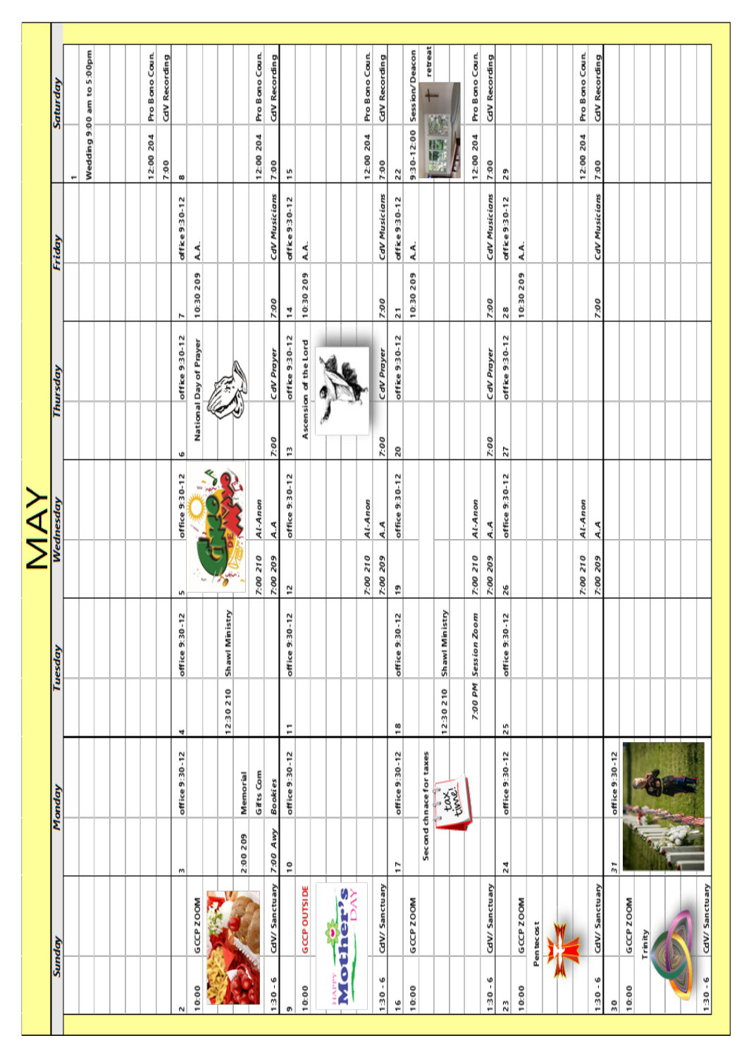# MAY

| Sunday | Monday | Tuesday | Wednesday | Thursday | Friday | Saturday |
|---|---|---|---|---|---|---|
| | | | | | | **1** Wedding 9:00 am to 5:00pm<br>12:00 204 Pro Bono Coun.<br>7:00 CdV Recording |
| **2**<br>10:00 GCCP ZOOM<br>1:30 - 6 CdV/ Sanctuary | **3** office 9:30-12<br>2:00 209 Memorial Gifts Com<br>7:00 Awy Bookies | **4** office 9:30-12<br>12:30 210 Shawl Ministry | **5** office 9:30-12<br>7:00 210 Al-Anon<br>7:00 209 A.A | **6** office 9:30-12<br>National Day of Prayer<br>7:00 CdV Prayer | **7** office 9:30-12<br>10:30 209 A.A.<br>7:00 CdV Musicians | **8**<br>12:00 204 Pro Bono Coun.<br>7:00 CdV Recording |
| **9**<br>10:00 GCCP OUTSIDE<br>1:30 - 6 CdV/ Sanctuary | **10** office 9:30-12 | **11** office 9:30-12 | **12** office 9:30-12<br>7:00 210 Al-Anon<br>7:00 209 A.A | **13** office 9:30-12<br>Ascension of the Lord<br>7:00 CdV Prayer | **14** office 9:30-12<br>10:30 209 A.A.<br>7:00 CdV Musicians | **15**<br>12:00 204 Pro Bono Coun.<br>7:00 CdV Recording |
| **16**<br>10:00 GCCP ZOOM<br>1:30 - 6 CdV/ Sanctuary | **17** office 9:30-12<br>Second chnace for taxes | **18** office 9:30-12<br>12:30 210 Shawl Ministry<br>7:00 PM Session Zoom | **19** office 9:30-12<br>7:00 210 Al-Anon<br>7:00 209 A.A | **20** office 9:30-12<br>7:00 CdV Prayer | **21** office 9:30-12<br>10:30 209 A.A.<br>7:00 CdV Musicians | **22**<br>9:30-12:00 Session/ Deacon retreat<br>12:00 204 Pro Bono Coun.<br>7:00 CdV Recording |
| **23**<br>10:00 GCCP ZOOM<br>Pentecost<br>1:30 - 6 CdV/ Sanctuary | **24** office 9:30-12 | **25** office 9:30-12 | **26** office 9:30-12<br>7:00 210 Al-Anon<br>7:00 209 A.A | **27** office 9:30-12 | **28** office 9:30-12<br>10:30 209 A.A.<br>7:00 CdV Musicians | **29**<br>12:00 204 Pro Bono Coun.<br>7:00 CdV Recording |
| **30**<br>10:00 GCCP ZOOM<br>Trinity<br>1:30 - 6 CdV/ Sanctuary | **31** office 9:30-12 | | | | | |